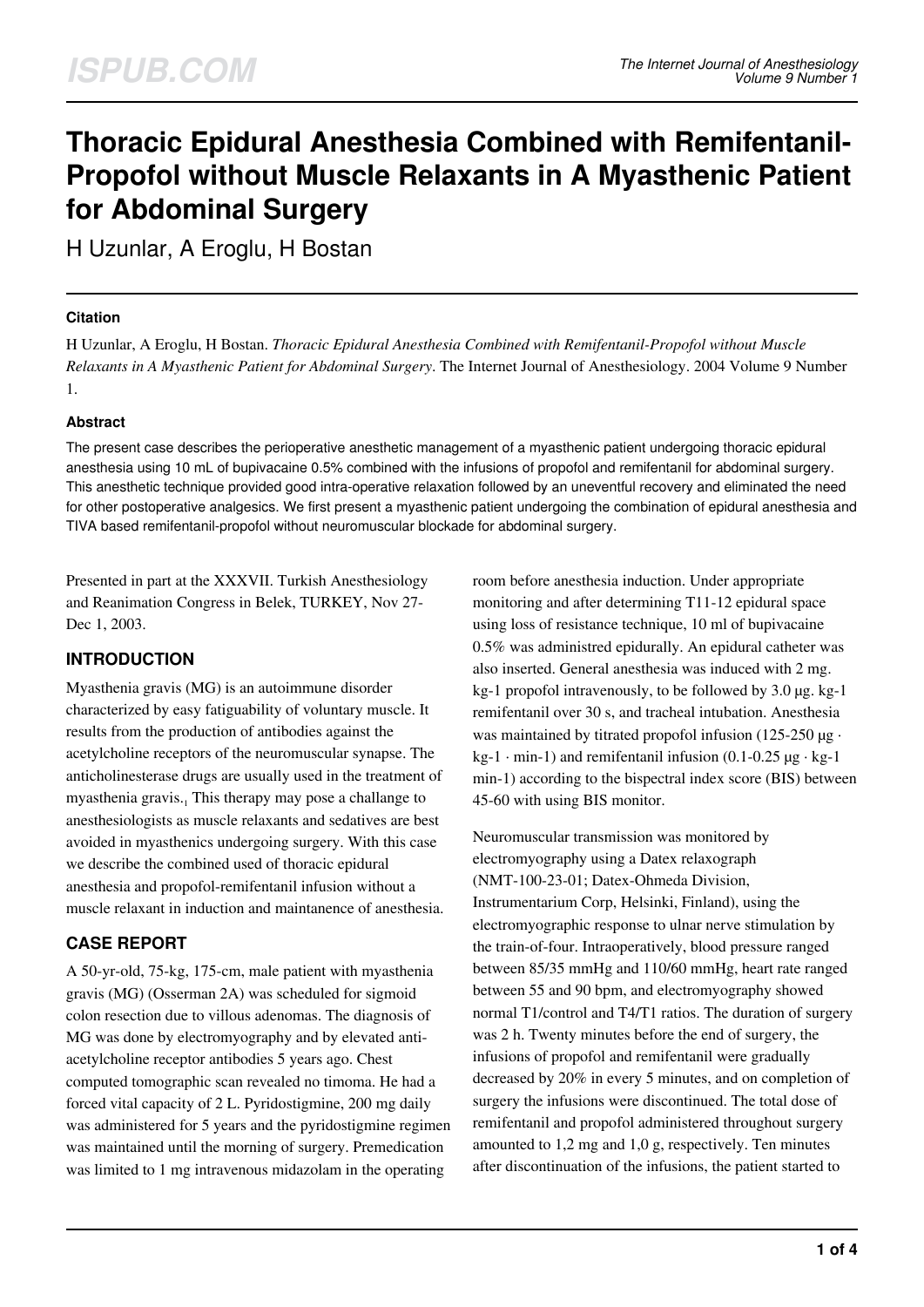# Thoracic Epidural Anesthesia Combined with Remifentanil-Propofol without Muscle Relaxants in A Myasthenic Patient for Abdominal Surgery

H Uzunlar, A Eroglu, H Bostan

### Citation

H Uzunlar, A Eroglu, H Bostan. *Thoracic Epidural Anesthesia Combined with Remifentanil-Propofol without Muscle Relaxants in A Myasthenic Patient for Abdominal Surgery*. The Internet Journal of Anesthesiology. 2004 Volume 9 Number 1.

### Abstract

The present case describes the perioperative anesthetic management of a myasthenic patient undergoing thoracic epidural anesthesia using 10 mL of bupivacaine 0.5% combined with the infusions of propofol and remifentanil for abdominal surgery. This anesthetic technique provided good intra-operative relaxation followed by an uneventful recovery and eliminated the need for other postoperative analgesics. We first present a myasthenic patient undergoing the combination of epidural anesthesia and TIVA based remifentanil-propofol without neuromuscular blockade for abdominal surgery.

Presented in part at the XXXVII. Turkish Anesthesiology and Reanimation Congress in Belek, TURKEY, Nov 27-Dec 1, 2003.

## INTRODUCTION

Myasthenia gravis (MG) is an autoimmune disorder characterized by easy fatiguability of voluntary muscle. It results from the production of antibodies against the acetylcholine receptors of the neuromuscular synapse. The anticholinesterase drugs are usually used in the treatment of myasthenia gravis.[1] This therapy may pose a challange to anesthesiologists as muscle relaxants and sedatives are best avoided in myasthenics undergoing surgery. With this case we describe the combined used of thoracic epidural anesthesia and propofol-remifentanil infusion without a muscle relaxant in induction and maintanence of anesthesia.

## CASE REPORT

A 50-yr-old, 75-kg, 175-cm, male patient with myasthenia gravis (MG) (Osserman 2A) was scheduled for sigmoid colon resection due to villous adenomas. The diagnosis of MG was done by electromyography and by elevated anti-acetylcholine receptor antibodies 5 years ago. Chest computed tomographic scan revealed no timoma. He had a forced vital capacity of 2 L. Pyridostigmine, 200 mg daily was administered for 5 years and the pyridostigmine regimen was maintained until the morning of surgery. Premedication was limited to 1 mg intravenous midazolam in the operating room before anesthesia induction. Under appropriate monitoring and after determining T11-12 epidural space using loss of resistance technique, 10 ml of bupivacaine 0.5% was administred epidurally. An epidural catheter was also inserted. General anesthesia was induced with 2 mg. kg-1 propofol intravenously, to be followed by 3.0 µg. kg-1 remifentanil over 30 s, and tracheal intubation. Anesthesia was maintained by titrated propofol infusion (125-250 µg · kg-1 · min-1) and remifentanil infusion (0.1-0.25 µg · kg-1 min-1) according to the bispectral index score (BIS) between 45-60 with using BIS monitor.

Neuromuscular transmission was monitored by electromyography using a Datex relaxograph (NMT-100-23-01; Datex-Ohmeda Division, Instrumentarium Corp, Helsinki, Finland), using the electromyographic response to ulnar nerve stimulation by the train-of-four. Intraoperatively, blood pressure ranged between 85/35 mmHg and 110/60 mmHg, heart rate ranged between 55 and 90 bpm, and electromyography showed normal T1/control and T4/T1 ratios. The duration of surgery was 2 h. Twenty minutes before the end of surgery, the infusions of propofol and remifentanil were gradually decreased by 20% in every 5 minutes, and on completion of surgery the infusions were discontinued. The total dose of remifentanil and propofol administered throughout surgery amounted to 1,2 mg and 1,0 g, respectively. Ten minutes after discontinuation of the infusions, the patient started to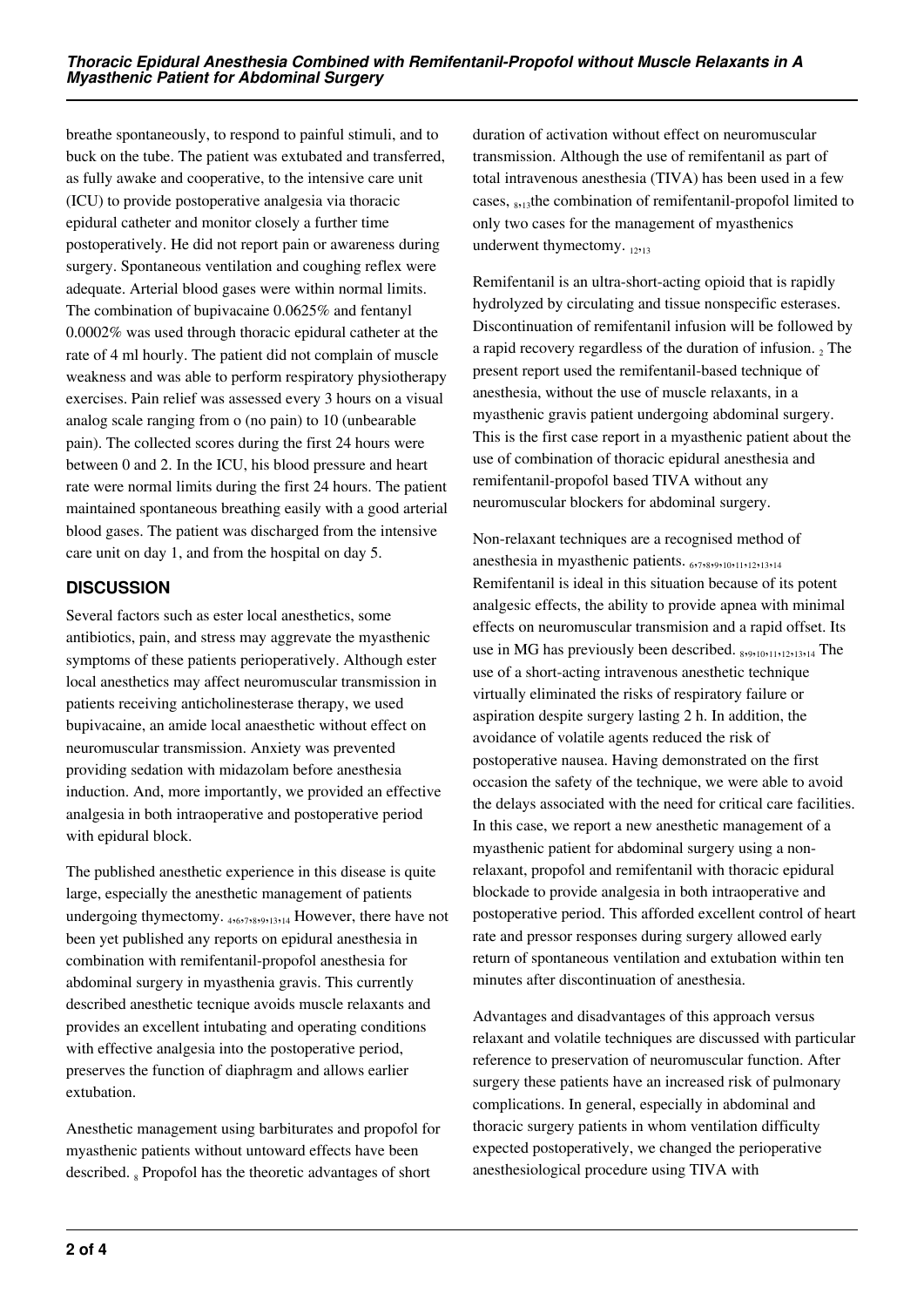breathe spontaneously, to respond to painful stimuli, and to buck on the tube. The patient was extubated and transferred, as fully awake and cooperative, to the intensive care unit (ICU) to provide postoperative analgesia via thoracic epidural catheter and monitor closely a further time postoperatively. He did not report pain or awareness during surgery. Spontaneous ventilation and coughing reflex were adequate. Arterial blood gases were within normal limits. The combination of bupivacaine 0.0625% and fentanyl 0.0002% was used through thoracic epidural catheter at the rate of 4 ml hourly. The patient did not complain of muscle weakness and was able to perform respiratory physiotherapy exercises. Pain relief was assessed every 3 hours on a visual analog scale ranging from o (no pain) to 10 (unbearable pain). The collected scores during the first 24 hours were between 0 and 2. In the ICU, his blood pressure and heart rate were normal limits during the first 24 hours. The patient maintained spontaneous breathing easily with a good arterial blood gases. The patient was discharged from the intensive care unit on day 1, and from the hospital on day 5.

## DISCUSSION

Several factors such as ester local anesthetics, some antibiotics, pain, and stress may aggrevate the myasthenic symptoms of these patients perioperatively. Although ester local anesthetics may affect neuromuscular transmission in patients receiving anticholinesterase therapy, we used bupivacaine, an amide local anaesthetic without effect on neuromuscular transmission. Anxiety was prevented providing sedation with midazolam before anesthesia induction. And, more importantly, we provided an effective analgesia in both intraoperative and postoperative period with epidural block.

The published anesthetic experience in this disease is quite large, especially the anesthetic management of patients undergoing thymectomy. [4,6,7,8,9,13,14] However, there have not been yet published any reports on epidural anesthesia in combination with remifentanil-propofol anesthesia for abdominal surgery in myasthenia gravis. This currently described anesthetic tecnique avoids muscle relaxants and provides an excellent intubating and operating conditions with effective analgesia into the postoperative period, preserves the function of diaphragm and allows earlier extubation.

Anesthetic management using barbiturates and propofol for myasthenic patients without untoward effects have been described. [8] Propofol has the theoretic advantages of short duration of activation without effect on neuromuscular transmission. Although the use of remifentanil as part of total intravenous anesthesia (TIVA) has been used in a few cases, [8,13]the combination of remifentanil-propofol limited to only two cases for the management of myasthenics underwent thymectomy. [12,13]

Remifentanil is an ultra-short-acting opioid that is rapidly hydrolyzed by circulating and tissue nonspecific esterases. Discontinuation of remifentanil infusion will be followed by a rapid recovery regardless of the duration of infusion. [2] The present report used the remifentanil-based technique of anesthesia, without the use of muscle relaxants, in a myasthenic gravis patient undergoing abdominal surgery. This is the first case report in a myasthenic patient about the use of combination of thoracic epidural anesthesia and remifentanil-propofol based TIVA without any neuromuscular blockers for abdominal surgery.

Non-relaxant techniques are a recognised method of anesthesia in myasthenic patients. [6,7,8,9,10,11,12,13,14] Remifentanil is ideal in this situation because of its potent analgesic effects, the ability to provide apnea with minimal effects on neuromuscular transmision and a rapid offset. Its use in MG has previously been described. [8,9,10,11,12,13,14] The use of a short-acting intravenous anesthetic technique virtually eliminated the risks of respiratory failure or aspiration despite surgery lasting 2 h. In addition, the avoidance of volatile agents reduced the risk of postoperative nausea. Having demonstrated on the first occasion the safety of the technique, we were able to avoid the delays associated with the need for critical care facilities. In this case, we report a new anesthetic management of a myasthenic patient for abdominal surgery using a non-relaxant, propofol and remifentanil with thoracic epidural blockade to provide analgesia in both intraoperative and postoperative period. This afforded excellent control of heart rate and pressor responses during surgery allowed early return of spontaneous ventilation and extubation within ten minutes after discontinuation of anesthesia.

Advantages and disadvantages of this approach versus relaxant and volatile techniques are discussed with particular reference to preservation of neuromuscular function. After surgery these patients have an increased risk of pulmonary complications. In general, especially in abdominal and thoracic surgery patients in whom ventilation difficulty expected postoperatively, we changed the perioperative anesthesiological procedure using TIVA with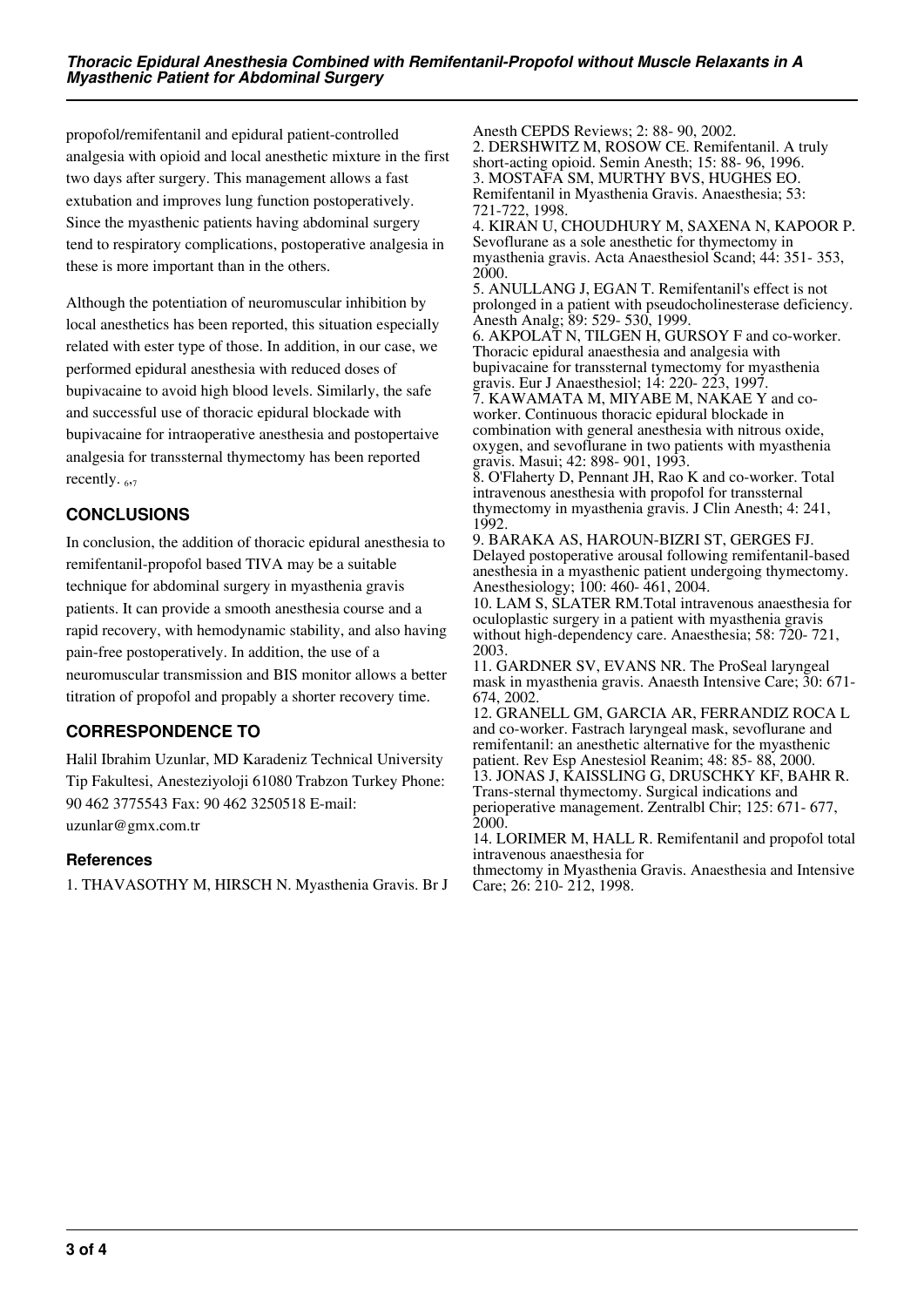propofol/remifentanil and epidural patient-controlled analgesia with opioid and local anesthetic mixture in the first two days after surgery. This management allows a fast extubation and improves lung function postoperatively. Since the myasthenic patients having abdominal surgery tend to respiratory complications, postoperative analgesia in these is more important than in the others.

Although the potentiation of neuromuscular inhibition by local anesthetics has been reported, this situation especially related with ester type of those. In addition, in our case, we performed epidural anesthesia with reduced doses of bupivacaine to avoid high blood levels. Similarly, the safe and successful use of thoracic epidural blockade with bupivacaine for intraoperative anesthesia and postopertaive analgesia for transsternal thymectomy has been reported recently. [6,7]

## CONCLUSIONS

In conclusion, the addition of thoracic epidural anesthesia to remifentanil-propofol based TIVA may be a suitable technique for abdominal surgery in myasthenia gravis patients. It can provide a smooth anesthesia course and a rapid recovery, with hemodynamic stability, and also having pain-free postoperatively. In addition, the use of a neuromuscular transmission and BIS monitor allows a better titration of propofol and propably a shorter recovery time.

## CORRESPONDENCE TO

Halil Ibrahim Uzunlar, MD Karadeniz Technical University Tip Fakultesi, Anesteziyoloji 61080 Trabzon Turkey Phone: 90 462 3775543 Fax: 90 462 3250518 E-mail: uzunlar@gmx.com.tr

### References

1. THAVASOTHY M, HIRSCH N. Myasthenia Gravis. Br J Anesth CEPDS Reviews; 2: 88- 90, 2002.
2. DERSHWITZ M, ROSOW CE. Remifentanil. A truly short-acting opioid. Semin Anesth; 15: 88- 96, 1996.
3. MOSTAFA SM, MURTHY BVS, HUGHES EO. Remifentanil in Myasthenia Gravis. Anaesthesia; 53: 721-722, 1998.
4. KIRAN U, CHOUDHURY M, SAXENA N, KAPOOR P. Sevoflurane as a sole anesthetic for thymectomy in myasthenia gravis. Acta Anaesthesiol Scand; 44: 351- 353, 2000.
5. ANULLANG J, EGAN T. Remifentanil's effect is not prolonged in a patient with pseudocholinesterase deficiency. Anesth Analg; 89: 529- 530, 1999.
6. AKPOLAT N, TILGEN H, GURSOY F and co-worker. Thoracic epidural anaesthesia and analgesia with bupivacaine for transsternal tymectomy for myasthenia gravis. Eur J Anaesthesiol; 14: 220- 223, 1997.
7. KAWAMATA M, MIYABE M, NAKAE Y and co-worker. Continuous thoracic epidural blockade in combination with general anesthesia with nitrous oxide, oxygen, and sevoflurane in two patients with myasthenia gravis. Masui; 42: 898- 901, 1993.
8. O'Flaherty D, Pennant JH, Rao K and co-worker. Total intravenous anesthesia with propofol for transsternal thymectomy in myasthenia gravis. J Clin Anesth; 4: 241, 1992.
9. BARAKA AS, HAROUN-BIZRI ST, GERGES FJ. Delayed postoperative arousal following remifentanil-based anesthesia in a myasthenic patient undergoing thymectomy. Anesthesiology; 100: 460- 461, 2004.
10. LAM S, SLATER RM.Total intravenous anaesthesia for oculoplastic surgery in a patient with myasthenia gravis without high-dependency care. Anaesthesia; 58: 720- 721, 2003.
11. GARDNER SV, EVANS NR. The ProSeal laryngeal mask in myasthenia gravis. Anaesth Intensive Care; 30: 671- 674, 2002.
12. GRANELL GM, GARCIA AR, FERRANDIZ ROCA L and co-worker. Fastrach laryngeal mask, sevoflurane and remifentanil: an anesthetic alternative for the myasthenic patient. Rev Esp Anestesiol Reanim; 48: 85- 88, 2000.
13. JONAS J, KAISSLING G, DRUSCHKY KF, BAHR R. Trans-sternal thymectomy. Surgical indications and perioperative management. Zentralbl Chir; 125: 671- 677, 2000.
14. LORIMER M, HALL R. Remifentanil and propofol total intravenous anaesthesia for thmectomy in Myasthenia Gravis. Anaesthesia and Intensive Care; 26: 210- 212, 1998.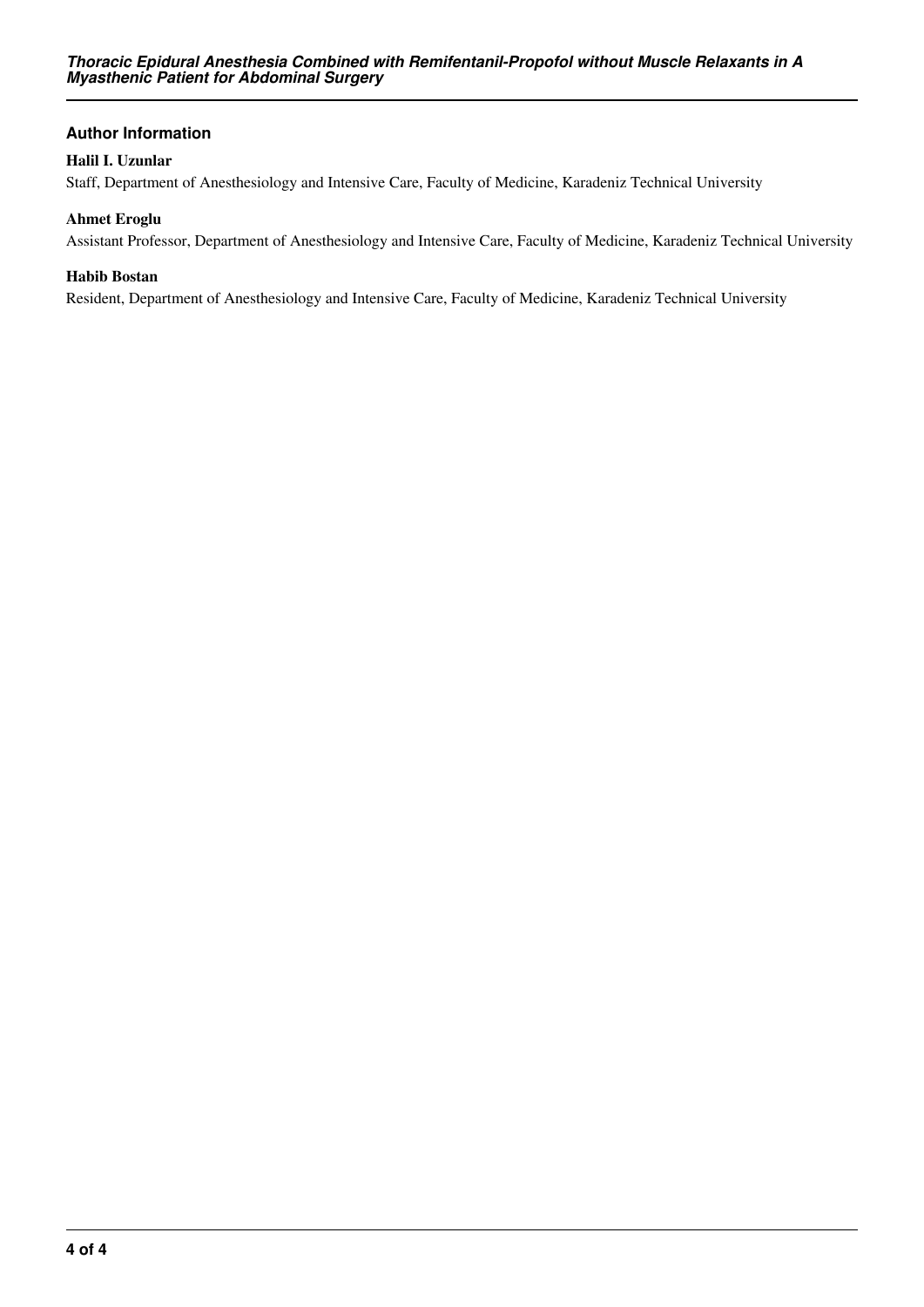## Author Information

**Halil I. Uzunlar**

Staff, Department of Anesthesiology and Intensive Care, Faculty of Medicine, Karadeniz Technical University

**Ahmet Eroglu**

Assistant Professor, Department of Anesthesiology and Intensive Care, Faculty of Medicine, Karadeniz Technical University

**Habib Bostan**

Resident, Department of Anesthesiology and Intensive Care, Faculty of Medicine, Karadeniz Technical University